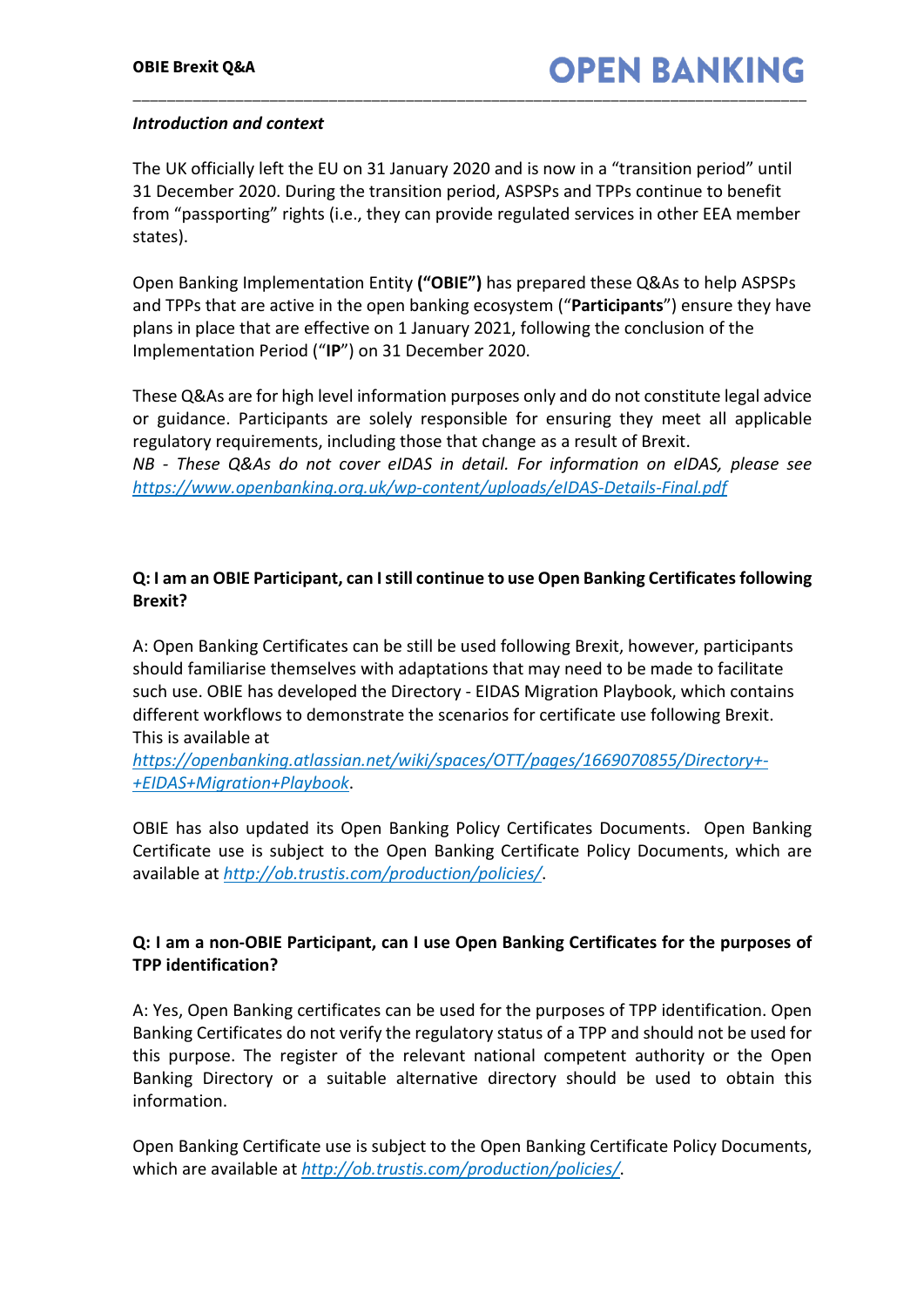# OBIE Brexit Q&A

***Introduction and context***

The UK officially left the EU on 31 January 2020 and is now in a "transition period" until 31 December 2020. During the transition period, ASPSPs and TPPs continue to benefit from "passporting" rights (i.e., they can provide regulated services in other EEA member states).

Open Banking Implementation Entity **("OBIE")** has prepared these Q&As to help ASPSPs and TPPs that are active in the open banking ecosystem ("**Participants**") ensure they have plans in place that are effective on 1 January 2021, following the conclusion of the Implementation Period ("**IP**") on 31 December 2020.

These Q&As are for high level information purposes only and do not constitute legal advice or guidance. Participants are solely responsible for ensuring they meet all applicable regulatory requirements, including those that change as a result of Brexit.
*NB - These Q&As do not cover eIDAS in detail. For information on eIDAS, please see [https://www.openbanking.org.uk/wp-content/uploads/eIDAS-Details-Final.pdf](https://www.openbanking.org.uk/wp-content/uploads/eIDAS-Details-Final.pdf)*

**Q: I am an OBIE Participant, can I still continue to use Open Banking Certificates following Brexit?**

A: Open Banking Certificates can be still be used following Brexit, however, participants should familiarise themselves with adaptations that may need to be made to facilitate such use. OBIE has developed the Directory - EIDAS Migration Playbook, which contains different workflows to demonstrate the scenarios for certificate use following Brexit. This is available at [https://openbanking.atlassian.net/wiki/spaces/OTT/pages/1669070855/Directory+-+EIDAS+Migration+Playbook](https://openbanking.atlassian.net/wiki/spaces/OTT/pages/1669070855/Directory+-+EIDAS+Migration+Playbook).

OBIE has also updated its Open Banking Policy Certificates Documents. Open Banking Certificate use is subject to the Open Banking Certificate Policy Documents, which are available at [http://ob.trustis.com/production/policies/](http://ob.trustis.com/production/policies/).

**Q: I am a non-OBIE Participant, can I use Open Banking Certificates for the purposes of TPP identification?**

A: Yes, Open Banking certificates can be used for the purposes of TPP identification. Open Banking Certificates do not verify the regulatory status of a TPP and should not be used for this purpose. The register of the relevant national competent authority or the Open Banking Directory or a suitable alternative directory should be used to obtain this information.

Open Banking Certificate use is subject to the Open Banking Certificate Policy Documents, which are available at [http://ob.trustis.com/production/policies/](http://ob.trustis.com/production/policies/).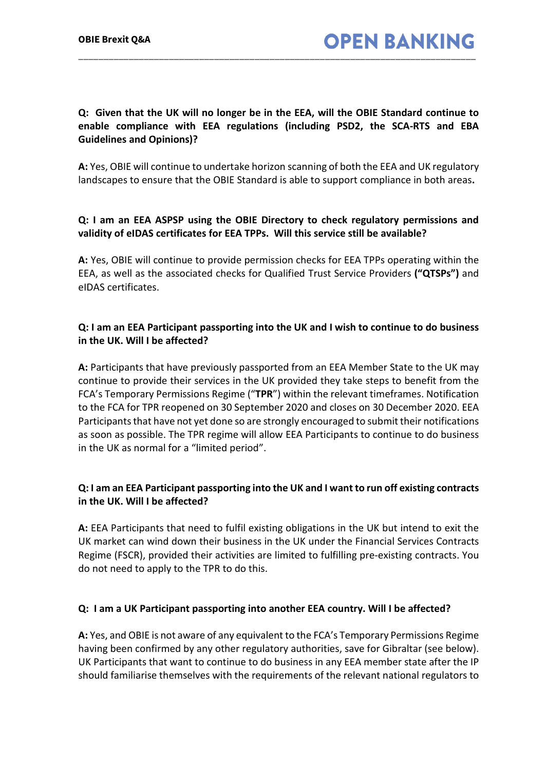**Q: Given that the UK will no longer be in the EEA, will the OBIE Standard continue to enable compliance with EEA regulations (including PSD2, the SCA-RTS and EBA Guidelines and Opinions)?**

**A:** Yes, OBIE will continue to undertake horizon scanning of both the EEA and UK regulatory landscapes to ensure that the OBIE Standard is able to support compliance in both areas**.**

**Q: I am an EEA ASPSP using the OBIE Directory to check regulatory permissions and validity of eIDAS certificates for EEA TPPs. Will this service still be available?**

**A:** Yes, OBIE will continue to provide permission checks for EEA TPPs operating within the EEA, as well as the associated checks for Qualified Trust Service Providers **("QTSPs")** and eIDAS certificates.

**Q: I am an EEA Participant passporting into the UK and I wish to continue to do business in the UK. Will I be affected?**

**A:** Participants that have previously passported from an EEA Member State to the UK may continue to provide their services in the UK provided they take steps to benefit from the FCA's Temporary Permissions Regime ("**TPR**") within the relevant timeframes. Notification to the FCA for TPR reopened on 30 September 2020 and closes on 30 December 2020. EEA Participants that have not yet done so are strongly encouraged to submit their notifications as soon as possible. The TPR regime will allow EEA Participants to continue to do business in the UK as normal for a "limited period".

**Q: I am an EEA Participant passporting into the UK and I want to run off existing contracts in the UK. Will I be affected?**

**A:** EEA Participants that need to fulfil existing obligations in the UK but intend to exit the UK market can wind down their business in the UK under the Financial Services Contracts Regime (FSCR), provided their activities are limited to fulfilling pre-existing contracts. You do not need to apply to the TPR to do this.

**Q: I am a UK Participant passporting into another EEA country. Will I be affected?**

**A:** Yes, and OBIE is not aware of any equivalent to the FCA's Temporary Permissions Regime having been confirmed by any other regulatory authorities, save for Gibraltar (see below). UK Participants that want to continue to do business in any EEA member state after the IP should familiarise themselves with the requirements of the relevant national regulators to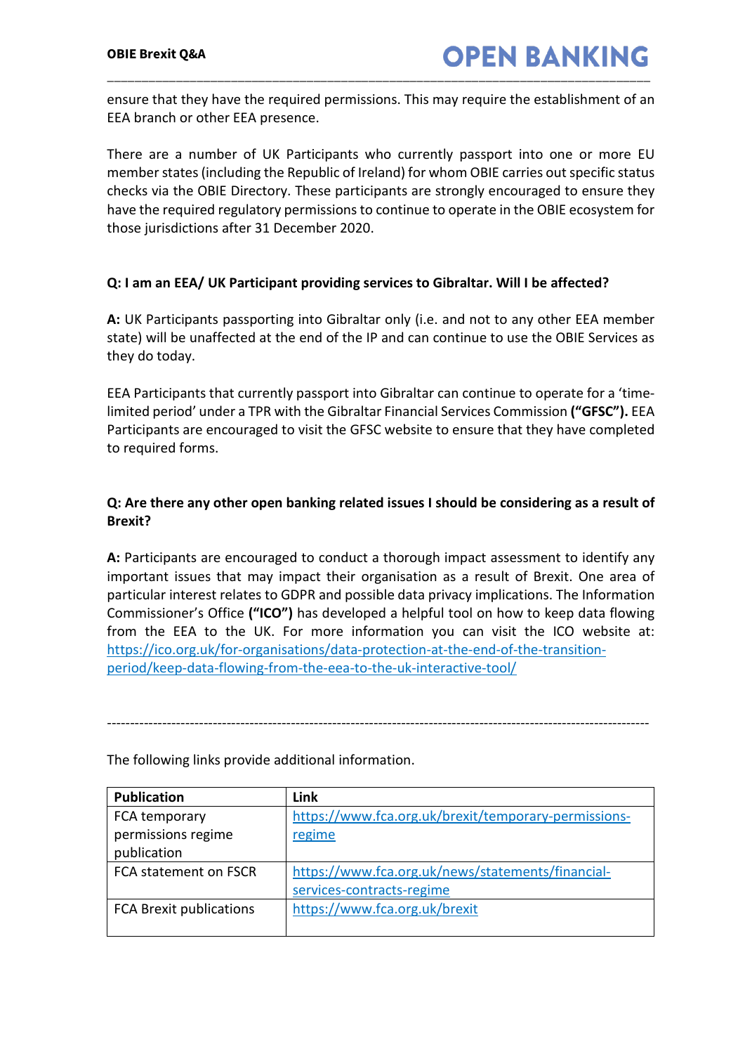ensure that they have the required permissions. This may require the establishment of an EEA branch or other EEA presence.

There are a number of UK Participants who currently passport into one or more EU member states (including the Republic of Ireland) for whom OBIE carries out specific status checks via the OBIE Directory. These participants are strongly encouraged to ensure they have the required regulatory permissions to continue to operate in the OBIE ecosystem for those jurisdictions after 31 December 2020.

**Q: I am an EEA/ UK Participant providing services to Gibraltar. Will I be affected?**

**A:** UK Participants passporting into Gibraltar only (i.e. and not to any other EEA member state) will be unaffected at the end of the IP and can continue to use the OBIE Services as they do today.

EEA Participants that currently passport into Gibraltar can continue to operate for a 'time-limited period' under a TPR with the Gibraltar Financial Services Commission **("GFSC").** EEA Participants are encouraged to visit the GFSC website to ensure that they have completed to required forms.

**Q: Are there any other open banking related issues I should be considering as a result of Brexit?**

**A:** Participants are encouraged to conduct a thorough impact assessment to identify any important issues that may impact their organisation as a result of Brexit. One area of particular interest relates to GDPR and possible data privacy implications. The Information Commissioner's Office **("ICO")** has developed a helpful tool on how to keep data flowing from the EEA to the UK. For more information you can visit the ICO website at: [https://ico.org.uk/for-organisations/data-protection-at-the-end-of-the-transition-period/keep-data-flowing-from-the-eea-to-the-uk-interactive-tool/](https://ico.org.uk/for-organisations/data-protection-at-the-end-of-the-transition-period/keep-data-flowing-from-the-eea-to-the-uk-interactive-tool/)

---

The following links provide additional information.

| **Publication** | **Link** |
|---|---|
| FCA temporary permissions regime publication | [https://www.fca.org.uk/brexit/temporary-permissions-regime](https://www.fca.org.uk/brexit/temporary-permissions-regime) |
| FCA statement on FSCR | [https://www.fca.org.uk/news/statements/financial-services-contracts-regime](https://www.fca.org.uk/news/statements/financial-services-contracts-regime) |
| FCA Brexit publications | [https://www.fca.org.uk/brexit](https://www.fca.org.uk/brexit) |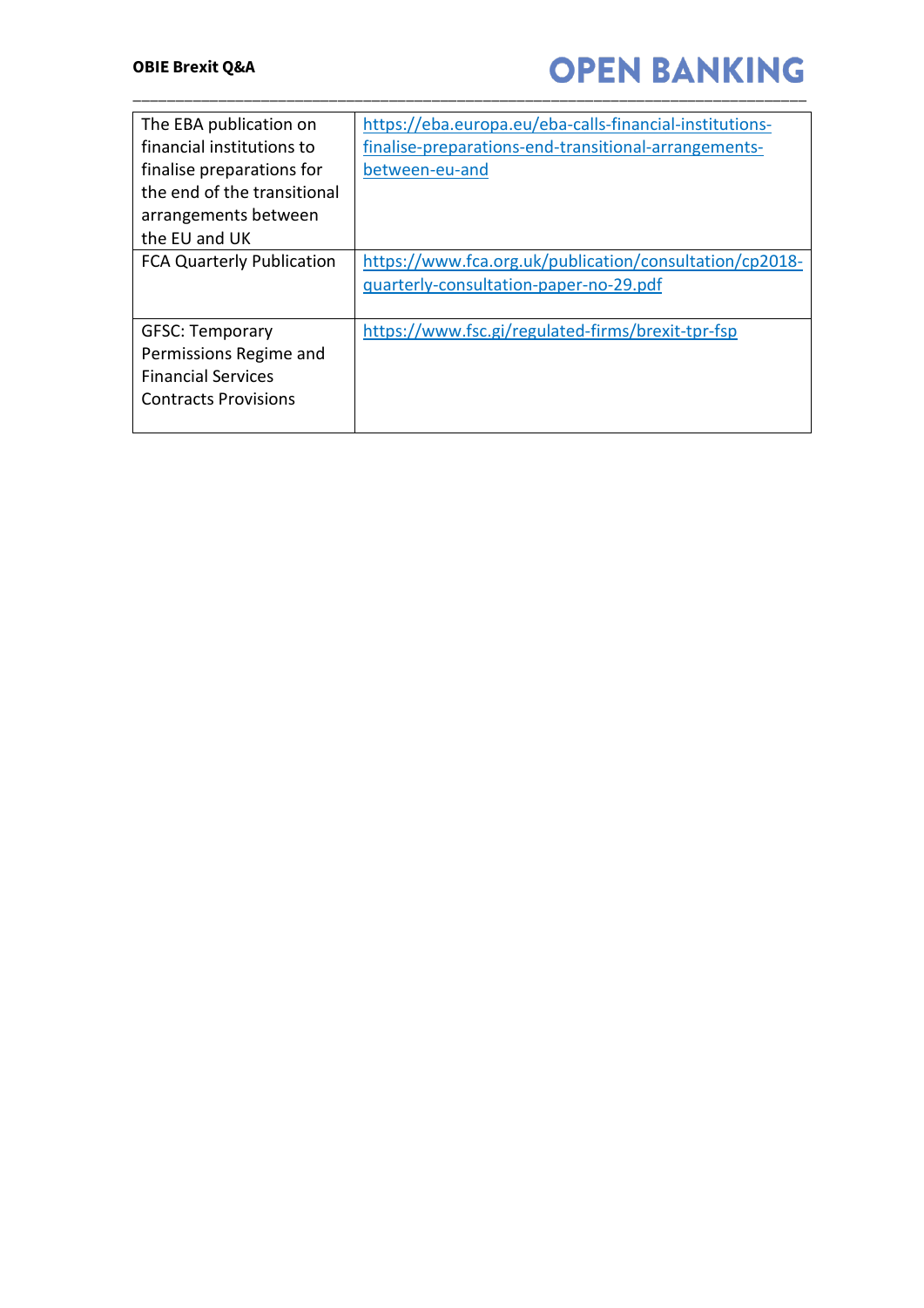| | |
|---|---|
| The EBA publication on financial institutions to finalise preparations for the end of the transitional arrangements between the EU and UK | https://eba.europa.eu/eba-calls-financial-institutions-finalise-preparations-end-transitional-arrangements-between-eu-and |
| FCA Quarterly Publication | https://www.fca.org.uk/publication/consultation/cp2018-quarterly-consultation-paper-no-29.pdf |
| GFSC: Temporary Permissions Regime and Financial Services Contracts Provisions | https://www.fsc.gi/regulated-firms/brexit-tpr-fsp |